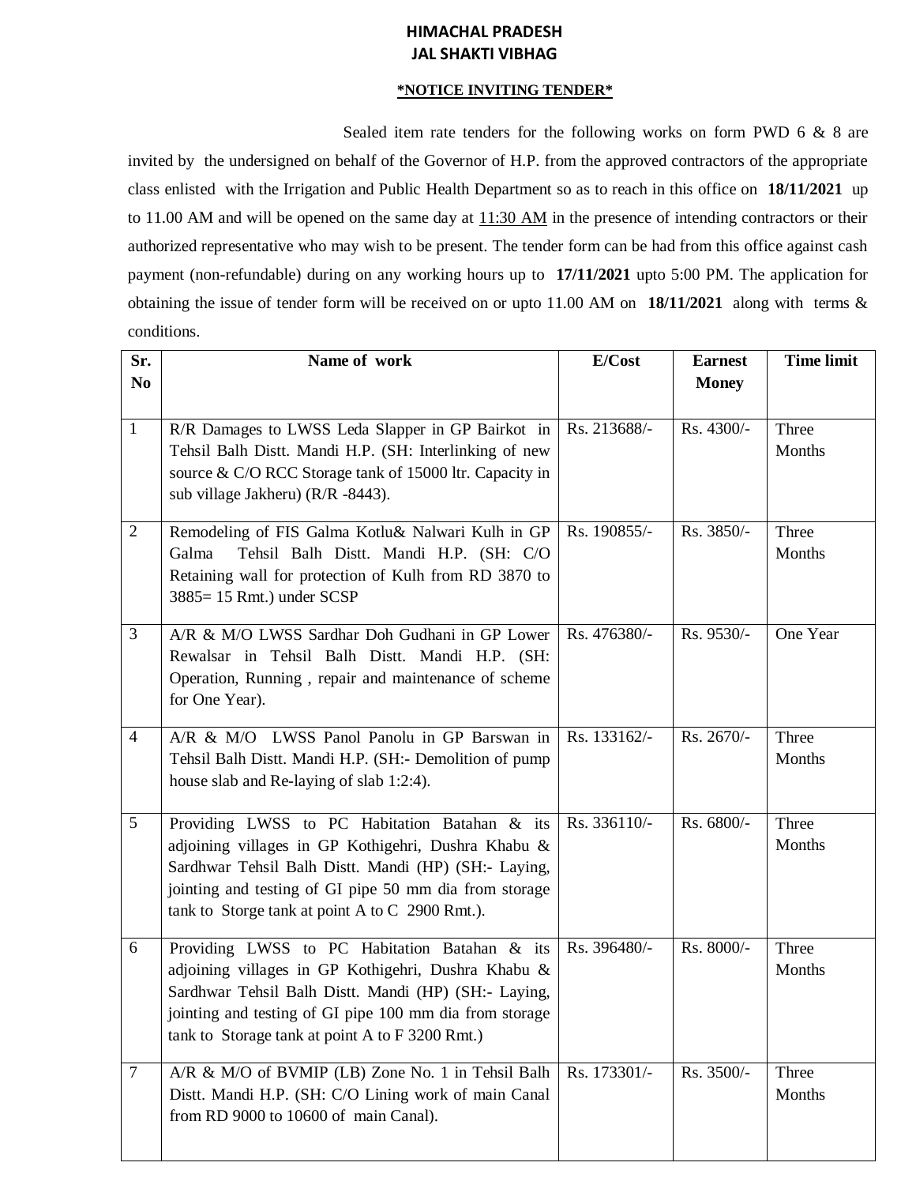# HIMACHAL PRADESH
# JAL SHAKTI VIBHAG

**\*NOTICE INVITING TENDER\***

Sealed item rate tenders for the following works on form PWD 6 & 8 are invited by the undersigned on behalf of the Governor of H.P. from the approved contractors of the appropriate class enlisted with the Irrigation and Public Health Department so as to reach in this office on **18/11/2021** up to 11.00 AM and will be opened on the same day at 11:30 AM in the presence of intending contractors or their authorized representative who may wish to be present. The tender form can be had from this office against cash payment (non-refundable) during on any working hours up to **17/11/2021** upto 5:00 PM. The application for obtaining the issue of tender form will be received on or upto 11.00 AM on **18/11/2021** along with terms & conditions.

| Sr. No | Name of work | E/Cost | Earnest Money | Time limit |
|---|---|---|---|---|
| 1 | R/R Damages to LWSS Leda Slapper in GP Bairkot in Tehsil Balh Distt. Mandi H.P. (SH: Interlinking of new source & C/O RCC Storage tank of 15000 ltr. Capacity in sub village Jakheru) (R/R -8443). | Rs. 213688/- | Rs. 4300/- | Three Months |
| 2 | Remodeling of FIS Galma Kotlu& Nalwari Kulh in GP Galma Tehsil Balh Distt. Mandi H.P. (SH: C/O Retaining wall for protection of Kulh from RD 3870 to 3885= 15 Rmt.) under SCSP | Rs. 190855/- | Rs. 3850/- | Three Months |
| 3 | A/R & M/O LWSS Sardhar Doh Gudhani in GP Lower Rewalsar in Tehsil Balh Distt. Mandi H.P. (SH: Operation, Running , repair and maintenance of scheme for One Year). | Rs. 476380/- | Rs. 9530/- | One Year |
| 4 | A/R & M/O LWSS Panol Panolu in GP Barswan in Tehsil Balh Distt. Mandi H.P. (SH:- Demolition of pump house slab and Re-laying of slab 1:2:4). | Rs. 133162/- | Rs. 2670/- | Three Months |
| 5 | Providing LWSS to PC Habitation Batahan & its adjoining villages in GP Kothigehri, Dushra Khabu & Sardhwar Tehsil Balh Distt. Mandi (HP) (SH:- Laying, jointing and testing of GI pipe 50 mm dia from storage tank to Storge tank at point A to C 2900 Rmt.). | Rs. 336110/- | Rs. 6800/- | Three Months |
| 6 | Providing LWSS to PC Habitation Batahan & its adjoining villages in GP Kothigehri, Dushra Khabu & Sardhwar Tehsil Balh Distt. Mandi (HP) (SH:- Laying, jointing and testing of GI pipe 100 mm dia from storage tank to Storage tank at point A to F 3200 Rmt.) | Rs. 396480/- | Rs. 8000/- | Three Months |
| 7 | A/R & M/O of BVMIP (LB) Zone No. 1 in Tehsil Balh Distt. Mandi H.P. (SH: C/O Lining work of main Canal from RD 9000 to 10600 of main Canal). | Rs. 173301/- | Rs. 3500/- | Three Months |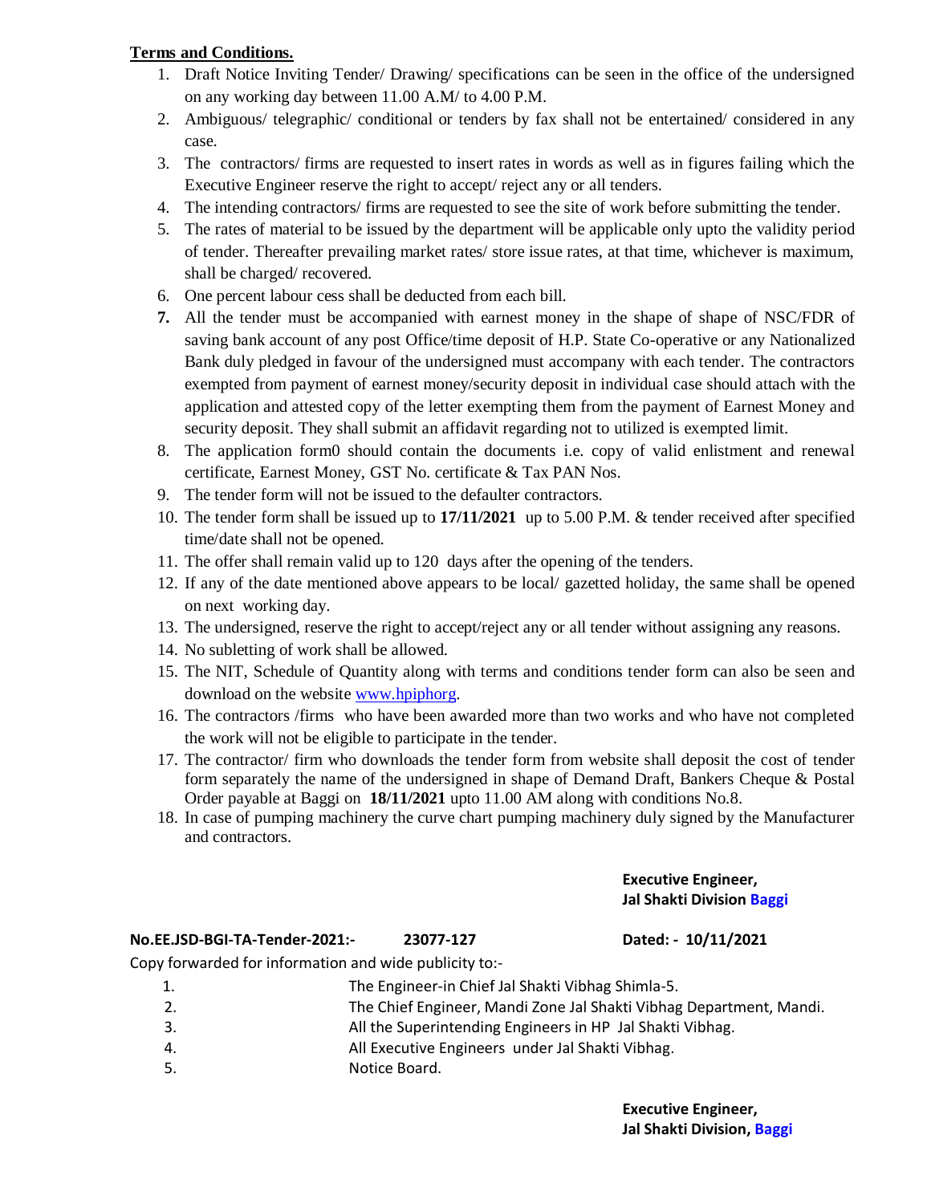**Terms and Conditions.**

1. Draft Notice Inviting Tender/ Drawing/ specifications can be seen in the office of the undersigned on any working day between 11.00 A.M/ to 4.00 P.M.
2. Ambiguous/ telegraphic/ conditional or tenders by fax shall not be entertained/ considered in any case.
3. The contractors/ firms are requested to insert rates in words as well as in figures failing which the Executive Engineer reserve the right to accept/ reject any or all tenders.
4. The intending contractors/ firms are requested to see the site of work before submitting the tender.
5. The rates of material to be issued by the department will be applicable only upto the validity period of tender. Thereafter prevailing market rates/ store issue rates, at that time, whichever is maximum, shall be charged/ recovered.
6. One percent labour cess shall be deducted from each bill.
7. All the tender must be accompanied with earnest money in the shape of shape of NSC/FDR of saving bank account of any post Office/time deposit of H.P. State Co-operative or any Nationalized Bank duly pledged in favour of the undersigned must accompany with each tender. The contractors exempted from payment of earnest money/security deposit in individual case should attach with the application and attested copy of the letter exempting them from the payment of Earnest Money and security deposit. They shall submit an affidavit regarding not to utilized is exempted limit.
8. The application form0 should contain the documents i.e. copy of valid enlistment and renewal certificate, Earnest Money, GST No. certificate & Tax PAN Nos.
9. The tender form will not be issued to the defaulter contractors.
10. The tender form shall be issued up to **17/11/2021** up to 5.00 P.M. & tender received after specified time/date shall not be opened.
11. The offer shall remain valid up to 120 days after the opening of the tenders.
12. If any of the date mentioned above appears to be local/ gazetted holiday, the same shall be opened on next working day.
13. The undersigned, reserve the right to accept/reject any or all tender without assigning any reasons.
14. No subletting of work shall be allowed.
15. The NIT, Schedule of Quantity along with terms and conditions tender form can also be seen and download on the website www.hpiphorg.
16. The contractors /firms who have been awarded more than two works and who have not completed the work will not be eligible to participate in the tender.
17. The contractor/ firm who downloads the tender form from website shall deposit the cost of tender form separately the name of the undersigned in shape of Demand Draft, Bankers Cheque & Postal Order payable at Baggi on **18/11/2021** upto 11.00 AM along with conditions No.8.
18. In case of pumping machinery the curve chart pumping machinery duly signed by the Manufacturer and contractors.

**Executive Engineer,**
**Jal Shakti Division Baggi**

**No.EE.JSD-BGI-TA-Tender-2021:- 23077-127 Dated: - 10/11/2021**

Copy forwarded for information and wide publicity to:-

1. The Engineer-in Chief Jal Shakti Vibhag Shimla-5.
2. The Chief Engineer, Mandi Zone Jal Shakti Vibhag Department, Mandi.
3. All the Superintending Engineers in HP Jal Shakti Vibhag.
4. All Executive Engineers under Jal Shakti Vibhag.
5. Notice Board.

**Executive Engineer,**
**Jal Shakti Division, Baggi**